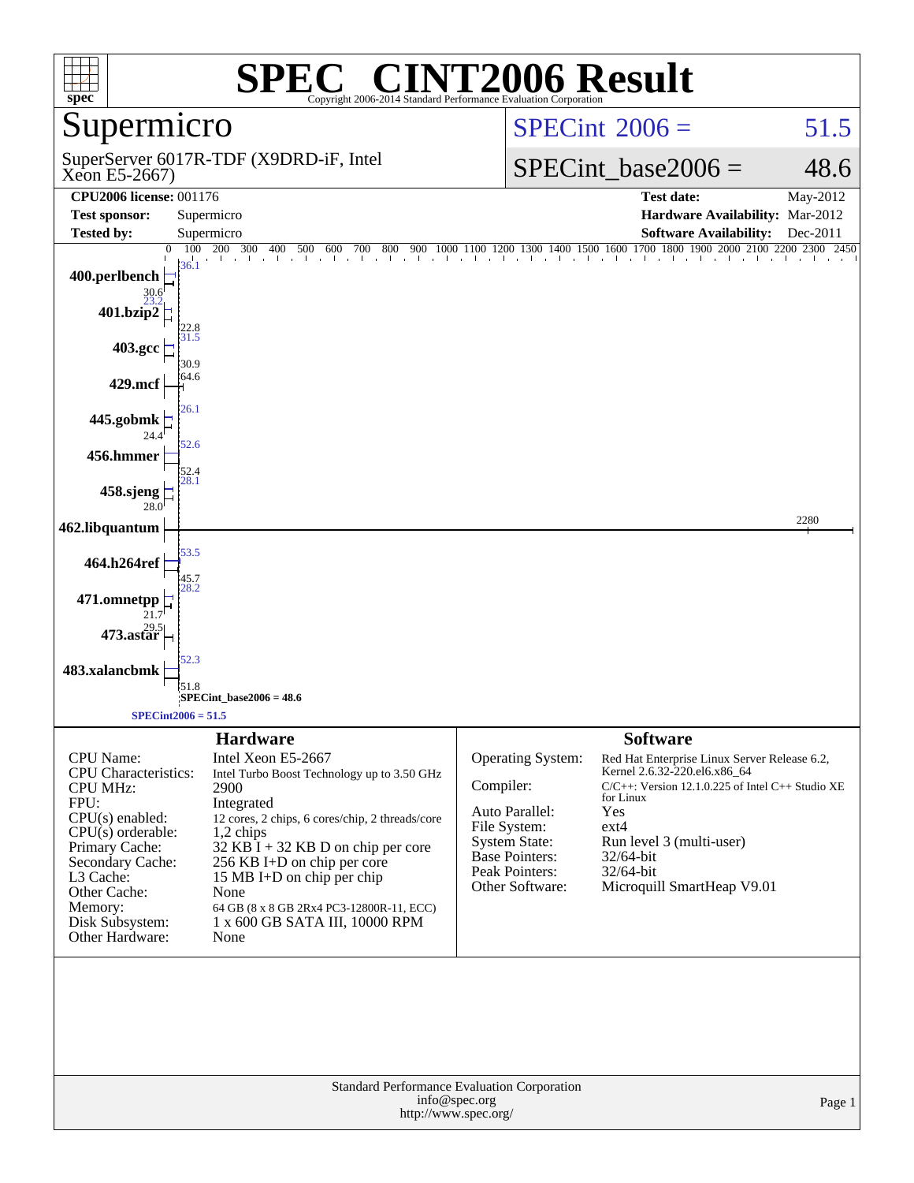# SPEC® CINT2006 Result

Copyright 2006-2014 Standard Performance Evaluation Corporation

## Supermicro

SuperServer 6017R-TDF (X9DRD-iF, Intel Xeon E5-2667)

SPECint 2006 = 51.5

SPECint_base2006 = 48.6

| | | | |
|---|---|---|---|
| **CPU2006 license:** 001176 | | **Test date:** | May-2012 |
| **Test sponsor:** | Supermicro | **Hardware Availability:** | Mar-2012 |
| **Tested by:** | Supermicro | **Software Availability:** | Dec-2011 |

| Benchmark | Peak | Base |
|---|---|---|
| 400.perlbench | 36.1 | 30.6 |
| 401.bzip2 | 23.2 | 22.8 |
| 403.gcc | 31.5 | 30.9 |
| 429.mcf | 64.6 | |
| 445.gobmk | 26.1 | 24.4 |
| 456.hmmer | 52.6 | 52.4 |
| 458.sjeng | 28.1 | 28.0 |
| 462.libquantum | 2280 | |
| 464.h264ref | 53.5 | 45.7 |
| 471.omnetpp | 28.2 | 21.7 |
| 473.astar | 29.5 | |
| 483.xalancbmk | 52.3 | 51.8 |

SPECint_base2006 = 48.6

SPECint2006 = 51.5

### Hardware

| | |
|---|---|
| CPU Name: | Intel Xeon E5-2667 |
| CPU Characteristics: | Intel Turbo Boost Technology up to 3.50 GHz |
| CPU MHz: | 2900 |
| FPU: | Integrated |
| CPU(s) enabled: | 12 cores, 2 chips, 6 cores/chip, 2 threads/core |
| CPU(s) orderable: | 1,2 chips |
| Primary Cache: | 32 KB I + 32 KB D on chip per core |
| Secondary Cache: | 256 KB I+D on chip per core |
| L3 Cache: | 15 MB I+D on chip per chip |
| Other Cache: | None |
| Memory: | 64 GB (8 x 8 GB 2Rx4 PC3-12800R-11, ECC) |
| Disk Subsystem: | 1 x 600 GB SATA III, 10000 RPM |
| Other Hardware: | None |

### Software

| | |
|---|---|
| Operating System: | Red Hat Enterprise Linux Server Release 6.2, Kernel 2.6.32-220.el6.x86_64 |
| Compiler: | C/C++: Version 12.1.0.225 of Intel C++ Studio XE for Linux |
| Auto Parallel: | Yes |
| File System: | ext4 |
| System State: | Run level 3 (multi-user) |
| Base Pointers: | 32/64-bit |
| Peak Pointers: | 32/64-bit |
| Other Software: | Microquill SmartHeap V9.01 |

Standard Performance Evaluation Corporation
info@spec.org
http://www.spec.org/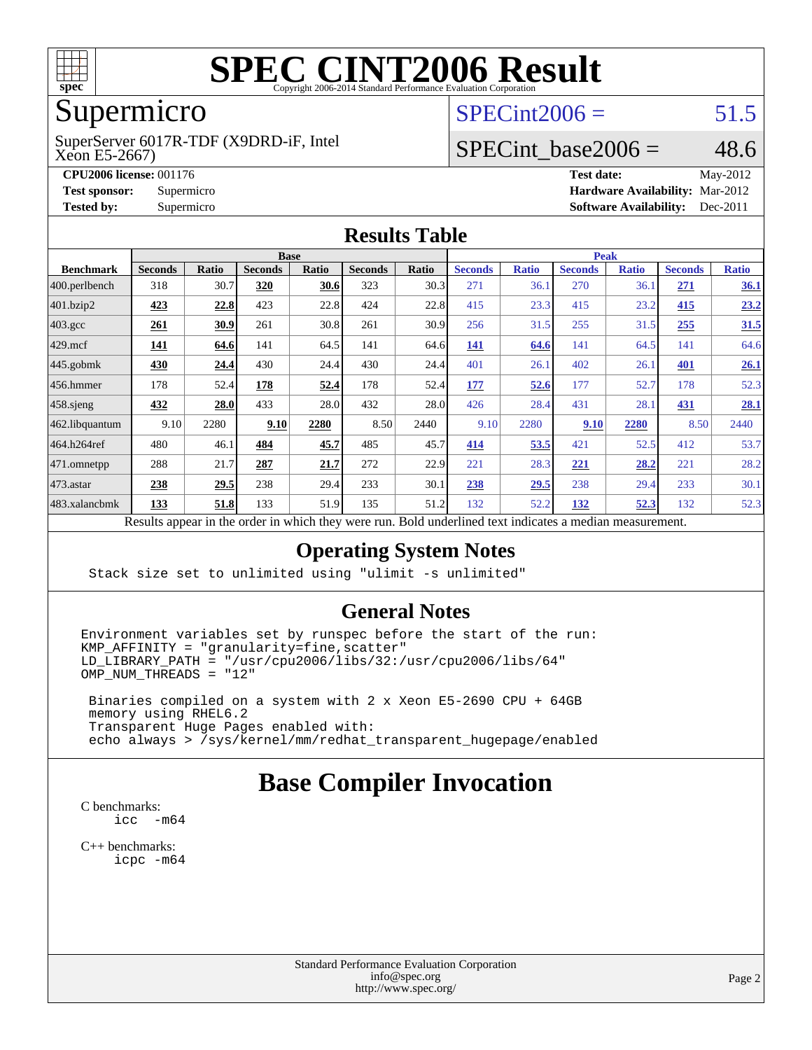# SPEC CINT2006 Result

Copyright 2006-2014 Standard Performance Evaluation Corporation

## Supermicro

SuperServer 6017R-TDF (X9DRD-iF, Intel Xeon E5-2667)

SPECint2006 = 51.5

SPECint_base2006 = 48.6

**CPU2006 license:** 001176
**Test sponsor:** Supermicro
**Tested by:** Supermicro
**Test date:** May-2012
**Hardware Availability:** Mar-2012
**Software Availability:** Dec-2011

## Results Table

| Benchmark | Base | | | | | | Peak | | | | | |
|---|---|---|---|---|---|---|---|---|---|---|---|---|
| | Seconds | Ratio | Seconds | Ratio | Seconds | Ratio | Seconds | Ratio | Seconds | Ratio | Seconds | Ratio |
| 400.perlbench | 318 | 30.7 | **320** | **30.6** | 323 | 30.3 | 271 | 36.1 | 270 | 36.1 | **271** | **36.1** |
| 401.bzip2 | **423** | **22.8** | 423 | 22.8 | 424 | 22.8 | 415 | 23.3 | 415 | 23.2 | **415** | **23.2** |
| 403.gcc | **261** | **30.9** | 261 | 30.8 | 261 | 30.9 | 256 | 31.5 | 255 | 31.5 | **255** | **31.5** |
| 429.mcf | **141** | **64.6** | 141 | 64.5 | 141 | 64.6 | **141** | **64.6** | 141 | 64.5 | 141 | 64.6 |
| 445.gobmk | **430** | **24.4** | 430 | 24.4 | 430 | 24.4 | 401 | 26.1 | 402 | 26.1 | **401** | **26.1** |
| 456.hmmer | 178 | 52.4 | **178** | **52.4** | 178 | 52.4 | **177** | **52.6** | 177 | 52.7 | 178 | 52.3 |
| 458.sjeng | **432** | **28.0** | 433 | 28.0 | 432 | 28.0 | 426 | 28.4 | 431 | 28.1 | **431** | **28.1** |
| 462.libquantum | 9.10 | 2280 | **9.10** | **2280** | 8.50 | 2440 | 9.10 | 2280 | **9.10** | **2280** | 8.50 | 2440 |
| 464.h264ref | 480 | 46.1 | **484** | **45.7** | 485 | 45.7 | **414** | **53.5** | 421 | 52.5 | 412 | 53.7 |
| 471.omnetpp | 288 | 21.7 | **287** | **21.7** | 272 | 22.9 | 221 | 28.3 | **221** | **28.2** | 221 | 28.2 |
| 473.astar | **238** | **29.5** | 238 | 29.4 | 233 | 30.1 | **238** | **29.5** | 238 | 29.4 | 233 | 30.1 |
| 483.xalancbmk | **133** | **51.8** | 133 | 51.9 | 135 | 51.2 | 132 | 52.2 | **132** | **52.3** | 132 | 52.3 |

Results appear in the order in which they were run. Bold underlined text indicates a median measurement.

## Operating System Notes

```
Stack size set to unlimited using "ulimit -s unlimited"
```

## General Notes

```
Environment variables set by runspec before the start of the run:
KMP_AFFINITY = "granularity=fine,scatter"
LD_LIBRARY_PATH = "/usr/cpu2006/libs/32:/usr/cpu2006/libs/64"
OMP_NUM_THREADS = "12"

 Binaries compiled on a system with 2 x Xeon E5-2690 CPU + 64GB
 memory using RHEL6.2
 Transparent Huge Pages enabled with:
 echo always > /sys/kernel/mm/redhat_transparent_hugepage/enabled
```

## Base Compiler Invocation

C benchmarks:
```
icc  -m64
```

C++ benchmarks:
```
icpc -m64
```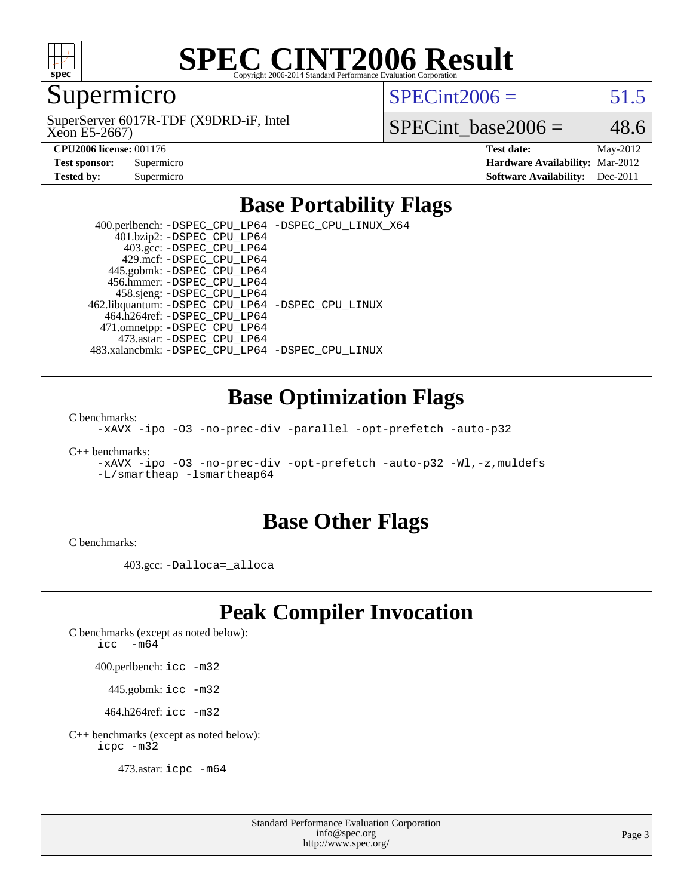# SPEC CINT2006 Result

Copyright 2006-2014 Standard Performance Evaluation Corporation

## Supermicro

SuperServer 6017R-TDF (X9DRD-iF, Intel Xeon E5-2667)

SPECint2006 = 51.5

SPECint_base2006 = 48.6

| | | | |
|---|---|---|---|
| **CPU2006 license:** 001176 | | **Test date:** | May-2012 |
| **Test sponsor:** | Supermicro | **Hardware Availability:** | Mar-2012 |
| **Tested by:** | Supermicro | **Software Availability:** | Dec-2011 |

## Base Portability Flags

400.perlbench: `-DSPEC_CPU_LP64 -DSPEC_CPU_LINUX_X64`
401.bzip2: `-DSPEC_CPU_LP64`
403.gcc: `-DSPEC_CPU_LP64`
429.mcf: `-DSPEC_CPU_LP64`
445.gobmk: `-DSPEC_CPU_LP64`
456.hmmer: `-DSPEC_CPU_LP64`
458.sjeng: `-DSPEC_CPU_LP64`
462.libquantum: `-DSPEC_CPU_LP64 -DSPEC_CPU_LINUX`
464.h264ref: `-DSPEC_CPU_LP64`
471.omnetpp: `-DSPEC_CPU_LP64`
473.astar: `-DSPEC_CPU_LP64`
483.xalancbmk: `-DSPEC_CPU_LP64 -DSPEC_CPU_LINUX`

## Base Optimization Flags

C benchmarks:

`-xAVX -ipo -O3 -no-prec-div -parallel -opt-prefetch -auto-p32`

C++ benchmarks:

`-xAVX -ipo -O3 -no-prec-div -opt-prefetch -auto-p32 -Wl,-z,muldefs -L/smartheap -lsmartheap64`

## Base Other Flags

C benchmarks:

403.gcc: `-Dalloca=_alloca`

## Peak Compiler Invocation

C benchmarks (except as noted below):
`icc -m64`

400.perlbench: `icc -m32`

445.gobmk: `icc -m32`

464.h264ref: `icc -m32`

C++ benchmarks (except as noted below):
`icpc -m32`

473.astar: `icpc -m64`

Standard Performance Evaluation Corporation
info@spec.org
http://www.spec.org/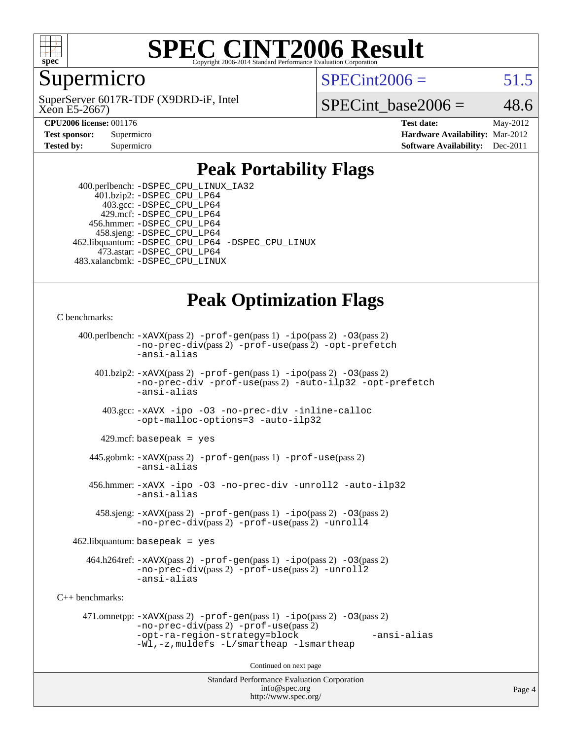# SPEC CINT2006 Result

Copyright 2006-2014 Standard Performance Evaluation Corporation

## Supermicro

SuperServer 6017R-TDF (X9DRD-iF, Intel Xeon E5-2667)

SPECint2006 = 51.5

SPECint_base2006 = 48.6

| | | | |
|---|---|---|---|
| **CPU2006 license:** 001176 | | **Test date:** | May-2012 |
| **Test sponsor:** | Supermicro | **Hardware Availability:** | Mar-2012 |
| **Tested by:** | Supermicro | **Software Availability:** | Dec-2011 |

## Peak Portability Flags

400.perlbench: -DSPEC_CPU_LINUX_IA32
401.bzip2: -DSPEC_CPU_LP64
403.gcc: -DSPEC_CPU_LP64
429.mcf: -DSPEC_CPU_LP64
456.hmmer: -DSPEC_CPU_LP64
458.sjeng: -DSPEC_CPU_LP64
462.libquantum: -DSPEC_CPU_LP64 -DSPEC_CPU_LINUX
473.astar: -DSPEC_CPU_LP64
483.xalancbmk: -DSPEC_CPU_LINUX

## Peak Optimization Flags

C benchmarks:

400.perlbench: -xAVX(pass 2) -prof-gen(pass 1) -ipo(pass 2) -O3(pass 2) -no-prec-div(pass 2) -prof-use(pass 2) -opt-prefetch -ansi-alias

401.bzip2: -xAVX(pass 2) -prof-gen(pass 1) -ipo(pass 2) -O3(pass 2) -no-prec-div -prof-use(pass 2) -auto-ilp32 -opt-prefetch -ansi-alias

403.gcc: -xAVX -ipo -O3 -no-prec-div -inline-calloc -opt-malloc-options=3 -auto-ilp32

429.mcf: basepeak = yes

445.gobmk: -xAVX(pass 2) -prof-gen(pass 1) -prof-use(pass 2) -ansi-alias

456.hmmer: -xAVX -ipo -O3 -no-prec-div -unroll2 -auto-ilp32 -ansi-alias

458.sjeng: -xAVX(pass 2) -prof-gen(pass 1) -ipo(pass 2) -O3(pass 2) -no-prec-div(pass 2) -prof-use(pass 2) -unroll4

462.libquantum: basepeak = yes

464.h264ref: -xAVX(pass 2) -prof-gen(pass 1) -ipo(pass 2) -O3(pass 2) -no-prec-div(pass 2) -prof-use(pass 2) -unroll2 -ansi-alias

C++ benchmarks:

471.omnetpp: -xAVX(pass 2) -prof-gen(pass 1) -ipo(pass 2) -O3(pass 2) -no-prec-div(pass 2) -prof-use(pass 2) -opt-ra-region-strategy=block -ansi-alias -Wl,-z,muldefs -L/smartheap -lsmartheap

Continued on next page

Standard Performance Evaluation Corporation
info@spec.org
http://www.spec.org/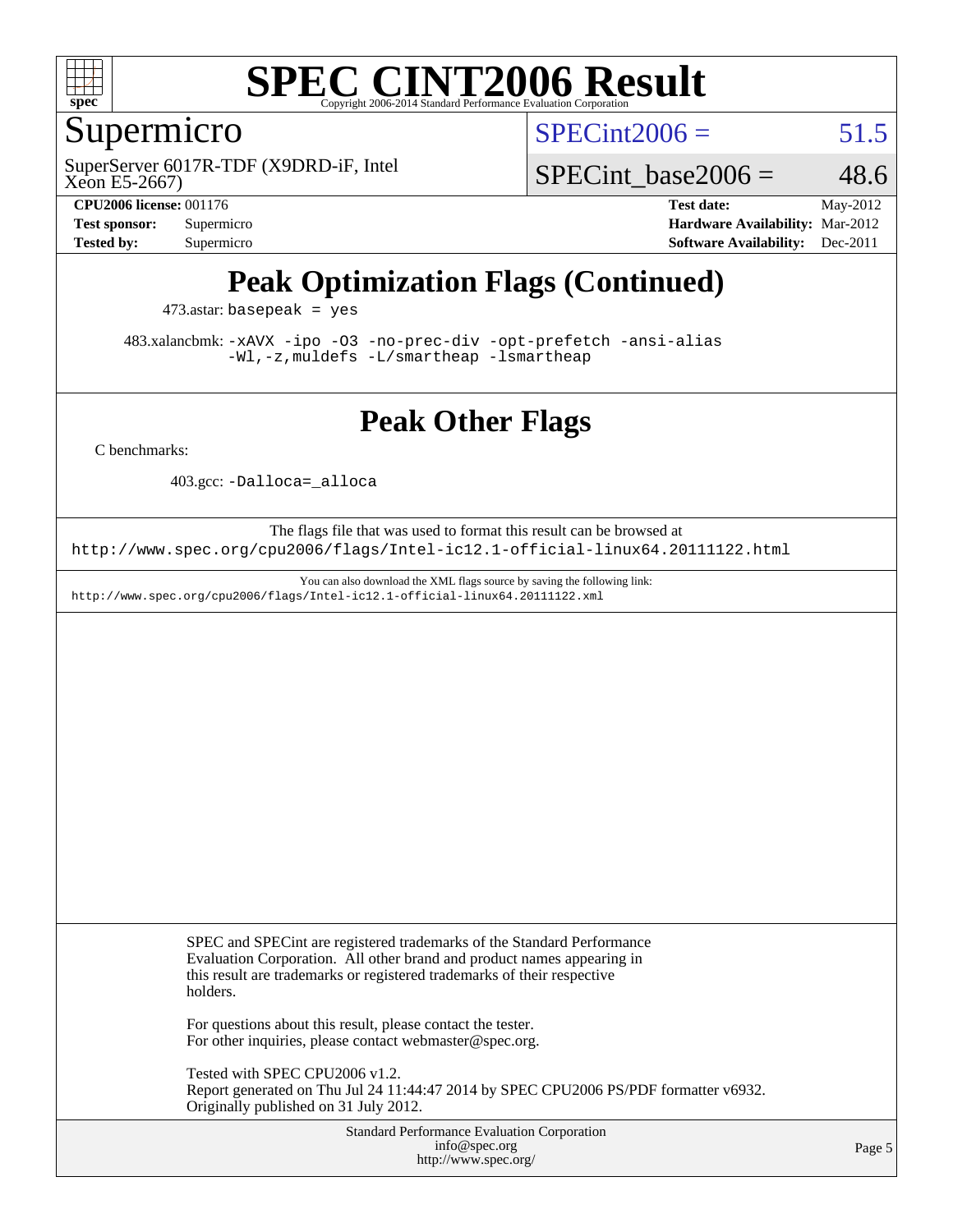# Peak Optimization Flags (Continued)

473.astar: basepeak = yes

483.xalancbmk: -xAVX -ipo -O3 -no-prec-div -opt-prefetch -ansi-alias -Wl,-z,muldefs -L/smartheap -lsmartheap

# Peak Other Flags

C benchmarks:

403.gcc: -Dalloca=_alloca

The flags file that was used to format this result can be browsed at
http://www.spec.org/cpu2006/flags/Intel-ic12.1-official-linux64.20111122.html

You can also download the XML flags source by saving the following link:
http://www.spec.org/cpu2006/flags/Intel-ic12.1-official-linux64.20111122.xml

SPEC and SPECint are registered trademarks of the Standard Performance Evaluation Corporation. All other brand and product names appearing in this result are trademarks or registered trademarks of their respective holders.

For questions about this result, please contact the tester.
For other inquiries, please contact webmaster@spec.org.

Tested with SPEC CPU2006 v1.2.
Report generated on Thu Jul 24 11:44:47 2014 by SPEC CPU2006 PS/PDF formatter v6932.
Originally published on 31 July 2012.